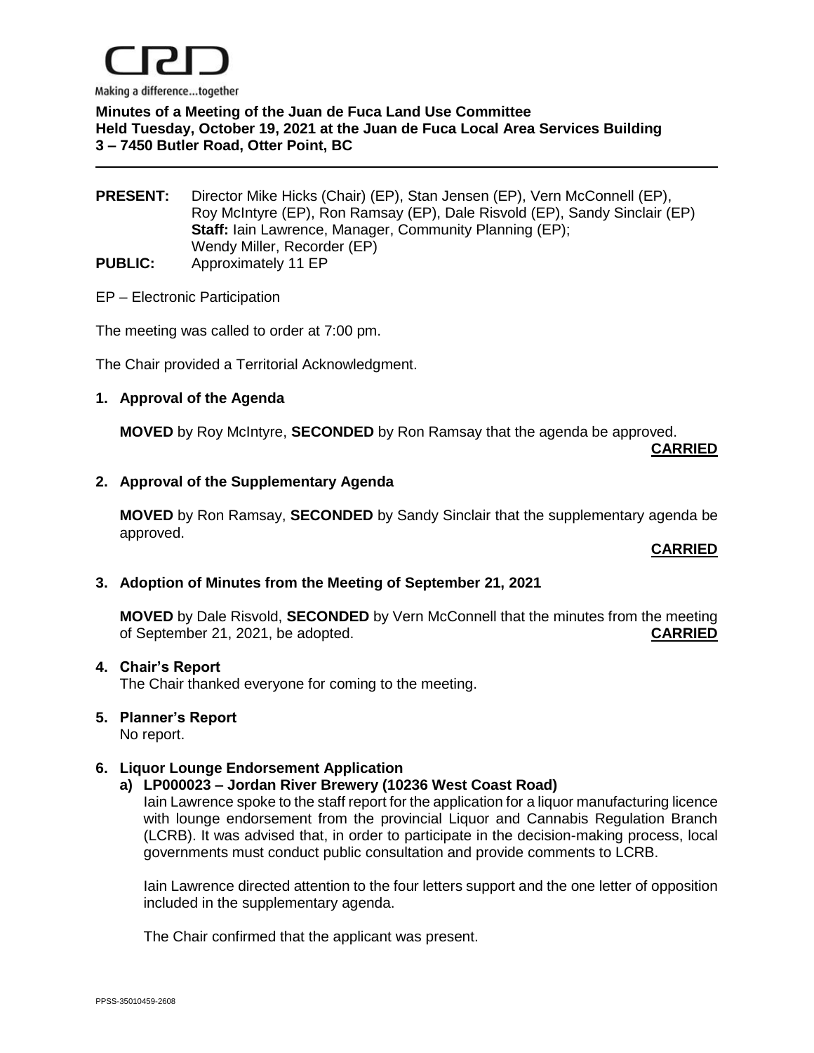CRD

Making a difference...together

**Minutes of a Meeting of the Juan de Fuca Land Use Committee**
**Held Tuesday, October 19, 2021 at the Juan de Fuca Local Area Services Building**
**3 – 7450 Butler Road, Otter Point, BC**

---

**PRESENT:** Director Mike Hicks (Chair) (EP), Stan Jensen (EP), Vern McConnell (EP), Roy McIntyre (EP), Ron Ramsay (EP), Dale Risvold (EP), Sandy Sinclair (EP)
**Staff:** Iain Lawrence, Manager, Community Planning (EP); Wendy Miller, Recorder (EP)

**PUBLIC:** Approximately 11 EP

EP – Electronic Participation

The meeting was called to order at 7:00 pm.

The Chair provided a Territorial Acknowledgment.

**1. Approval of the Agenda**

**MOVED** by Roy McIntyre, **SECONDED** by Ron Ramsay that the agenda be approved.

**CARRIED**

**2. Approval of the Supplementary Agenda**

**MOVED** by Ron Ramsay, **SECONDED** by Sandy Sinclair that the supplementary agenda be approved.

**CARRIED**

**3. Adoption of Minutes from the Meeting of September 21, 2021**

**MOVED** by Dale Risvold, **SECONDED** by Vern McConnell that the minutes from the meeting of September 21, 2021, be adopted. **CARRIED**

**4. Chair's Report**

The Chair thanked everyone for coming to the meeting.

**5. Planner's Report**

No report.

**6. Liquor Lounge Endorsement Application**

**a) LP000023 – Jordan River Brewery (10236 West Coast Road)**

Iain Lawrence spoke to the staff report for the application for a liquor manufacturing licence with lounge endorsement from the provincial Liquor and Cannabis Regulation Branch (LCRB). It was advised that, in order to participate in the decision-making process, local governments must conduct public consultation and provide comments to LCRB.

Iain Lawrence directed attention to the four letters support and the one letter of opposition included in the supplementary agenda.

The Chair confirmed that the applicant was present.

PPSS-35010459-2608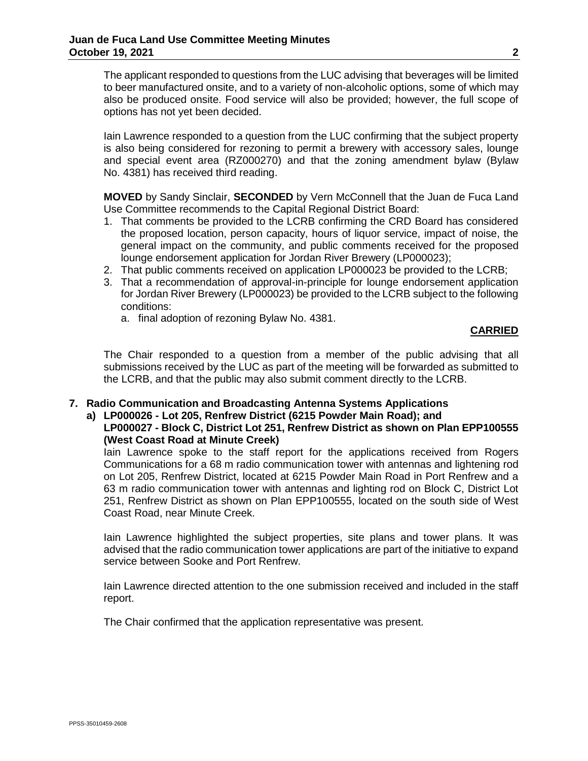The applicant responded to questions from the LUC advising that beverages will be limited to beer manufactured onsite, and to a variety of non-alcoholic options, some of which may also be produced onsite. Food service will also be provided; however, the full scope of options has not yet been decided.

Iain Lawrence responded to a question from the LUC confirming that the subject property is also being considered for rezoning to permit a brewery with accessory sales, lounge and special event area (RZ000270) and that the zoning amendment bylaw (Bylaw No. 4381) has received third reading.

**MOVED** by Sandy Sinclair, **SECONDED** by Vern McConnell that the Juan de Fuca Land Use Committee recommends to the Capital Regional District Board:

1. That comments be provided to the LCRB confirming the CRD Board has considered the proposed location, person capacity, hours of liquor service, impact of noise, the general impact on the community, and public comments received for the proposed lounge endorsement application for Jordan River Brewery (LP000023);
2. That public comments received on application LP000023 be provided to the LCRB;
3. That a recommendation of approval-in-principle for lounge endorsement application for Jordan River Brewery (LP000023) be provided to the LCRB subject to the following conditions:
   a. final adoption of rezoning Bylaw No. 4381.

**CARRIED**

The Chair responded to a question from a member of the public advising that all submissions received by the LUC as part of the meeting will be forwarded as submitted to the LCRB, and that the public may also submit comment directly to the LCRB.

## 7. Radio Communication and Broadcasting Antenna Systems Applications

### a) LP000026 - Lot 205, Renfrew District (6215 Powder Main Road); and LP000027 - Block C, District Lot 251, Renfrew District as shown on Plan EPP100555 (West Coast Road at Minute Creek)

Iain Lawrence spoke to the staff report for the applications received from Rogers Communications for a 68 m radio communication tower with antennas and lightening rod on Lot 205, Renfrew District, located at 6215 Powder Main Road in Port Renfrew and a 63 m radio communication tower with antennas and lighting rod on Block C, District Lot 251, Renfrew District as shown on Plan EPP100555, located on the south side of West Coast Road, near Minute Creek.

Iain Lawrence highlighted the subject properties, site plans and tower plans. It was advised that the radio communication tower applications are part of the initiative to expand service between Sooke and Port Renfrew.

Iain Lawrence directed attention to the one submission received and included in the staff report.

The Chair confirmed that the application representative was present.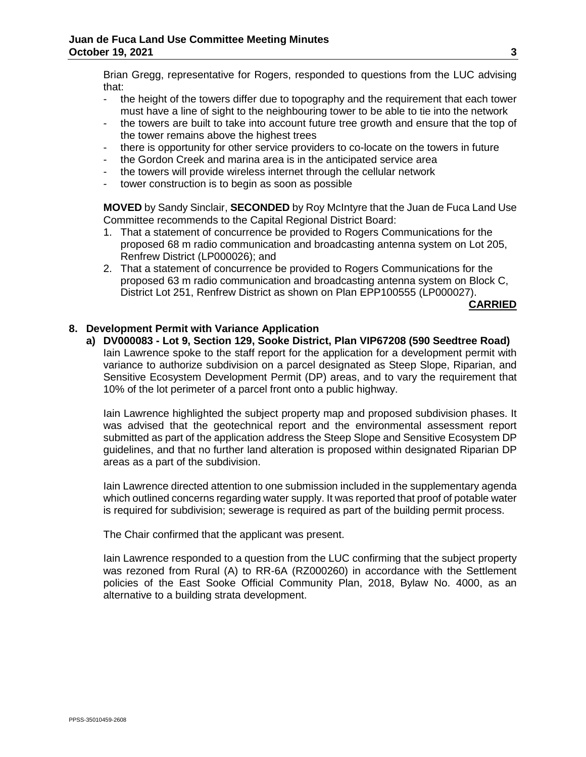Brian Gregg, representative for Rogers, responded to questions from the LUC advising that:

- the height of the towers differ due to topography and the requirement that each tower must have a line of sight to the neighbouring tower to be able to tie into the network
- the towers are built to take into account future tree growth and ensure that the top of the tower remains above the highest trees
- there is opportunity for other service providers to co-locate on the towers in future
- the Gordon Creek and marina area is in the anticipated service area
- the towers will provide wireless internet through the cellular network
- tower construction is to begin as soon as possible

**MOVED** by Sandy Sinclair, **SECONDED** by Roy McIntyre that the Juan de Fuca Land Use Committee recommends to the Capital Regional District Board:

1. That a statement of concurrence be provided to Rogers Communications for the proposed 68 m radio communication and broadcasting antenna system on Lot 205, Renfrew District (LP000026); and
2. That a statement of concurrence be provided to Rogers Communications for the proposed 63 m radio communication and broadcasting antenna system on Block C, District Lot 251, Renfrew District as shown on Plan EPP100555 (LP000027).

**CARRIED**

## 8. Development Permit with Variance Application

### a) DV000083 - Lot 9, Section 129, Sooke District, Plan VIP67208 (590 Seedtree Road)

Iain Lawrence spoke to the staff report for the application for a development permit with variance to authorize subdivision on a parcel designated as Steep Slope, Riparian, and Sensitive Ecosystem Development Permit (DP) areas, and to vary the requirement that 10% of the lot perimeter of a parcel front onto a public highway.

Iain Lawrence highlighted the subject property map and proposed subdivision phases. It was advised that the geotechnical report and the environmental assessment report submitted as part of the application address the Steep Slope and Sensitive Ecosystem DP guidelines, and that no further land alteration is proposed within designated Riparian DP areas as a part of the subdivision.

Iain Lawrence directed attention to one submission included in the supplementary agenda which outlined concerns regarding water supply. It was reported that proof of potable water is required for subdivision; sewerage is required as part of the building permit process.

The Chair confirmed that the applicant was present.

Iain Lawrence responded to a question from the LUC confirming that the subject property was rezoned from Rural (A) to RR-6A (RZ000260) in accordance with the Settlement policies of the East Sooke Official Community Plan, 2018, Bylaw No. 4000, as an alternative to a building strata development.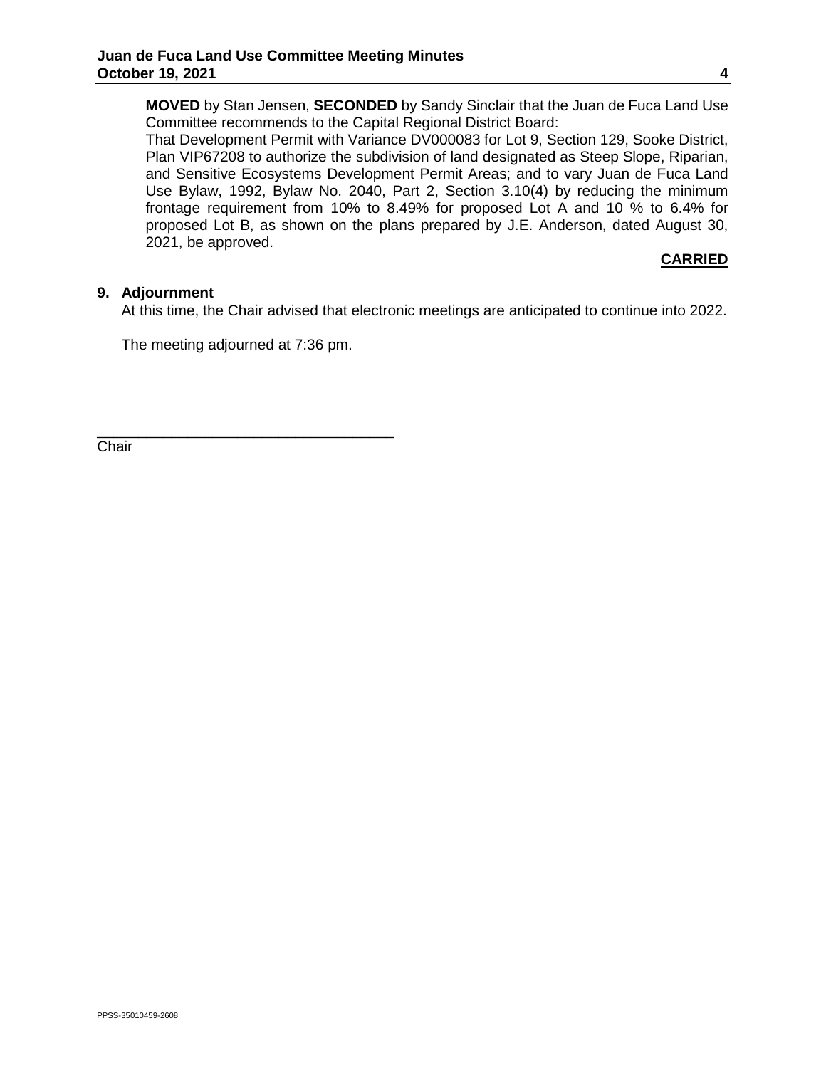**MOVED** by Stan Jensen, **SECONDED** by Sandy Sinclair that the Juan de Fuca Land Use Committee recommends to the Capital Regional District Board:

That Development Permit with Variance DV000083 for Lot 9, Section 129, Sooke District, Plan VIP67208 to authorize the subdivision of land designated as Steep Slope, Riparian, and Sensitive Ecosystems Development Permit Areas; and to vary Juan de Fuca Land Use Bylaw, 1992, Bylaw No. 2040, Part 2, Section 3.10(4) by reducing the minimum frontage requirement from 10% to 8.49% for proposed Lot A and 10 % to 6.4% for proposed Lot B, as shown on the plans prepared by J.E. Anderson, dated August 30, 2021, be approved.

**CARRIED**

## 9. Adjournment

At this time, the Chair advised that electronic meetings are anticipated to continue into 2022.

The meeting adjourned at 7:36 pm.

\_\_\_\_\_\_\_\_\_\_\_\_\_\_\_\_\_\_\_\_\_\_\_\_\_\_\_\_\_\_\_\_\_\_\_\_

Chair

PPSS-35010459-2608